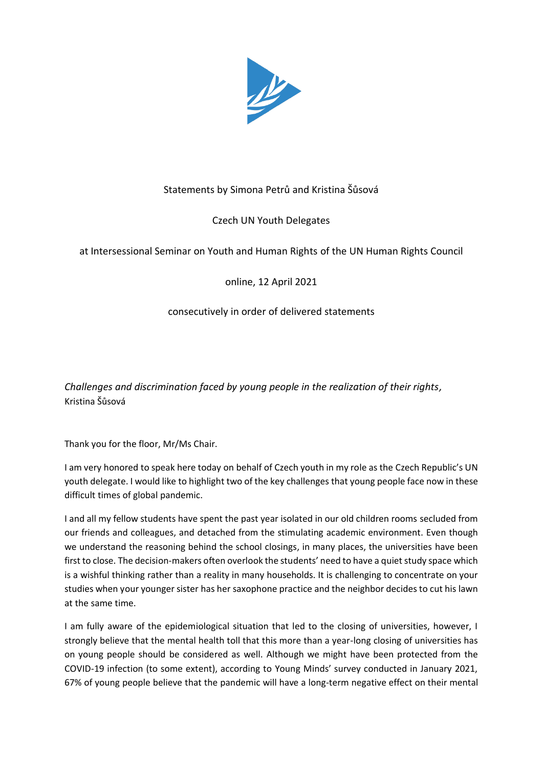Statements by Simona Petrů and Kristina Šůsová

Czech UN Youth Delegates

at Intersessional Seminar on Youth and Human Rights of the UN Human Rights Council

online, 12 April 2021

consecutively in order of delivered statements

*Challenges and discrimination faced by young people in the realization of their rights*, Kristina Šůsová

Thank you for the floor, Mr/Ms Chair.

I am very honored to speak here today on behalf of Czech youth in my role as the Czech Republic's UN youth delegate. I would like to highlight two of the key challenges that young people face now in these difficult times of global pandemic.

I and all my fellow students have spent the past year isolated in our old children rooms secluded from our friends and colleagues, and detached from the stimulating academic environment. Even though we understand the reasoning behind the school closings, in many places, the universities have been first to close. The decision-makers often overlook the students' need to have a quiet study space which is a wishful thinking rather than a reality in many households. It is challenging to concentrate on your studies when your younger sister has her saxophone practice and the neighbor decides to cut his lawn at the same time.

I am fully aware of the epidemiological situation that led to the closing of universities, however, I strongly believe that the mental health toll that this more than a year-long closing of universities has on young people should be considered as well. Although we might have been protected from the COVID-19 infection (to some extent), according to Young Minds' survey conducted in January 2021, 67% of young people believe that the pandemic will have a long-term negative effect on their mental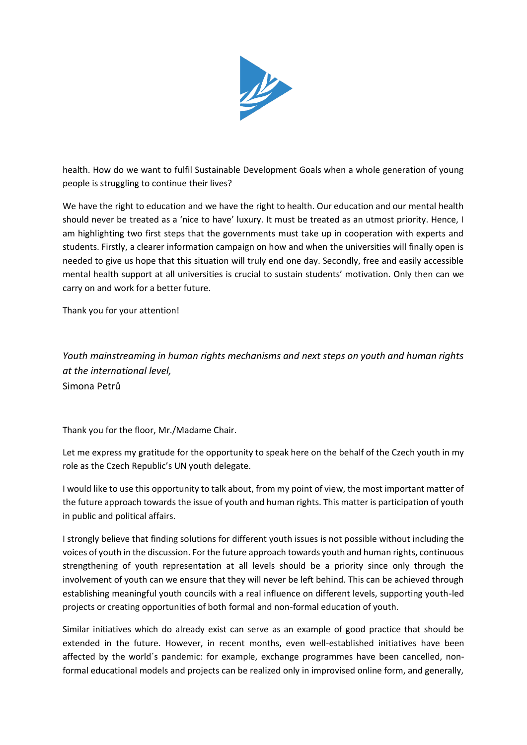health. How do we want to fulfil Sustainable Development Goals when a whole generation of young people is struggling to continue their lives?

We have the right to education and we have the right to health. Our education and our mental health should never be treated as a 'nice to have' luxury. It must be treated as an utmost priority. Hence, I am highlighting two first steps that the governments must take up in cooperation with experts and students. Firstly, a clearer information campaign on how and when the universities will finally open is needed to give us hope that this situation will truly end one day. Secondly, free and easily accessible mental health support at all universities is crucial to sustain students' motivation. Only then can we carry on and work for a better future.

Thank you for your attention!

*Youth mainstreaming in human rights mechanisms and next steps on youth and human rights at the international level,*
Simona Petrů

Thank you for the floor, Mr./Madame Chair.

Let me express my gratitude for the opportunity to speak here on the behalf of the Czech youth in my role as the Czech Republic's UN youth delegate.

I would like to use this opportunity to talk about, from my point of view, the most important matter of the future approach towards the issue of youth and human rights. This matter is participation of youth in public and political affairs.

I strongly believe that finding solutions for different youth issues is not possible without including the voices of youth in the discussion. For the future approach towards youth and human rights, continuous strengthening of youth representation at all levels should be a priority since only through the involvement of youth can we ensure that they will never be left behind. This can be achieved through establishing meaningful youth councils with a real influence on different levels, supporting youth-led projects or creating opportunities of both formal and non-formal education of youth.

Similar initiatives which do already exist can serve as an example of good practice that should be extended in the future. However, in recent months, even well-established initiatives have been affected by the world´s pandemic: for example, exchange programmes have been cancelled, non-formal educational models and projects can be realized only in improvised online form, and generally,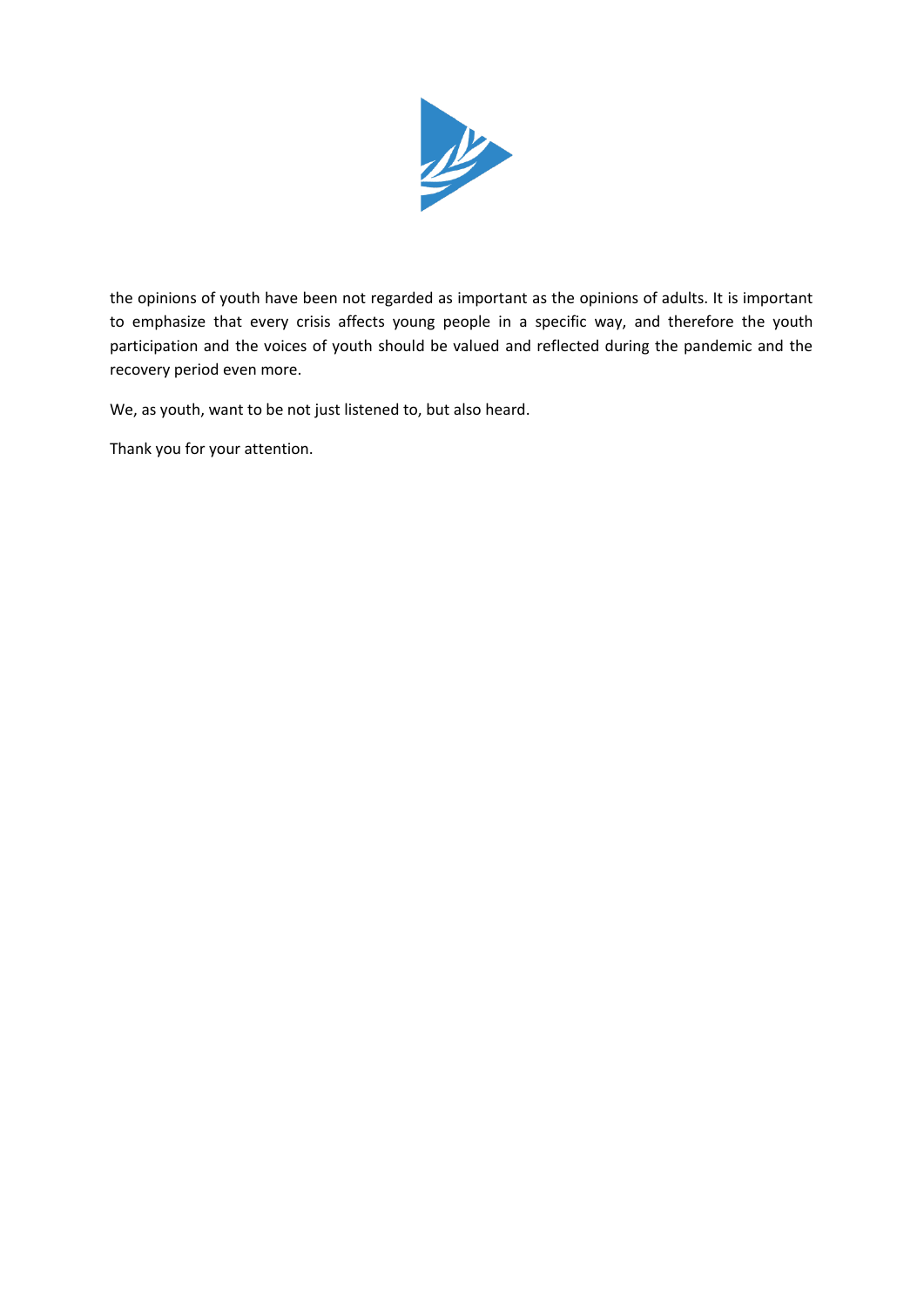the opinions of youth have been not regarded as important as the opinions of adults. It is important to emphasize that every crisis affects young people in a specific way, and therefore the youth participation and the voices of youth should be valued and reflected during the pandemic and the recovery period even more.

We, as youth, want to be not just listened to, but also heard.

Thank you for your attention.